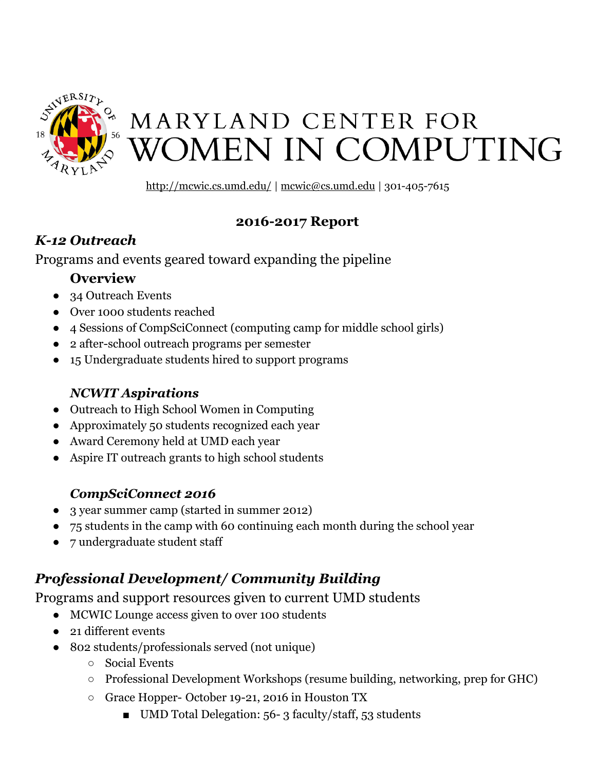# MARYLAND CENTER FOR WOMEN IN COMPUTING

http://mcwic.cs.umd.edu/ | mcwic@cs.umd.edu | 301-405-7615

## 2016-2017 Report

## *K-12 Outreach*

Programs and events geared toward expanding the pipeline

### Overview

- 34 Outreach Events
- Over 1000 students reached
- 4 Sessions of CompSciConnect (computing camp for middle school girls)
- 2 after-school outreach programs per semester
- 15 Undergraduate students hired to support programs

### *NCWIT Aspirations*

- Outreach to High School Women in Computing
- Approximately 50 students recognized each year
- Award Ceremony held at UMD each year
- Aspire IT outreach grants to high school students

### *CompSciConnect 2016*

- 3 year summer camp (started in summer 2012)
- 75 students in the camp with 60 continuing each month during the school year
- 7 undergraduate student staff

## *Professional Development/ Community Building*

Programs and support resources given to current UMD students

- MCWIC Lounge access given to over 100 students
- 21 different events
- 802 students/professionals served (not unique)
    - Social Events
    - Professional Development Workshops (resume building, networking, prep for GHC)
    - Grace Hopper- October 19-21, 2016 in Houston TX
        - UMD Total Delegation: 56- 3 faculty/staff, 53 students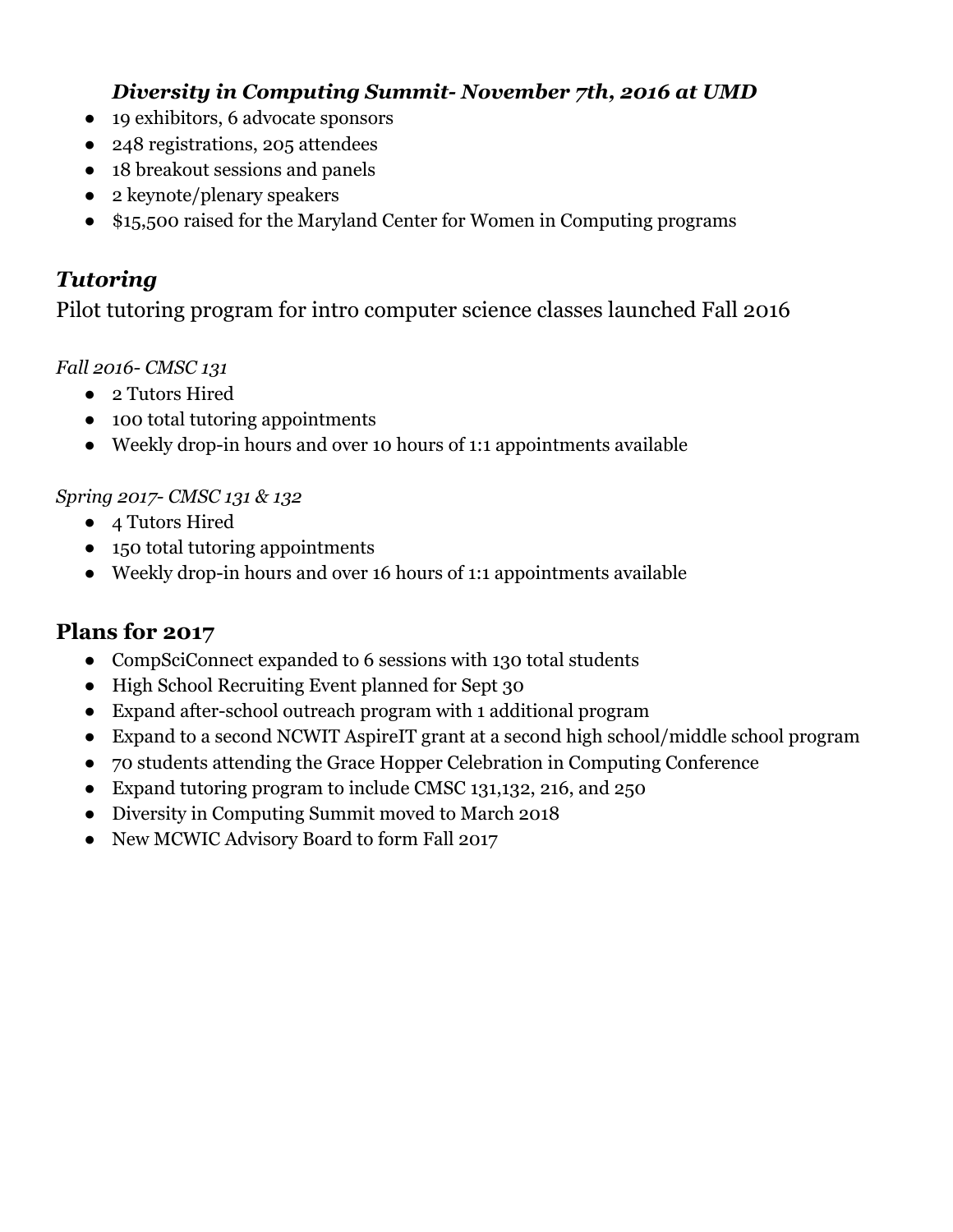### ***Diversity in Computing Summit- November 7th, 2016 at UMD***

- 19 exhibitors, 6 advocate sponsors
- 248 registrations, 205 attendees
- 18 breakout sessions and panels
- 2 keynote/plenary speakers
- $15,500 raised for the Maryland Center for Women in Computing programs

## ***Tutoring***

Pilot tutoring program for intro computer science classes launched Fall 2016

*Fall 2016- CMSC 131*

- 2 Tutors Hired
- 100 total tutoring appointments
- Weekly drop-in hours and over 10 hours of 1:1 appointments available

*Spring 2017- CMSC 131 & 132*

- 4 Tutors Hired
- 150 total tutoring appointments
- Weekly drop-in hours and over 16 hours of 1:1 appointments available

## **Plans for 2017**

- CompSciConnect expanded to 6 sessions with 130 total students
- High School Recruiting Event planned for Sept 30
- Expand after-school outreach program with 1 additional program
- Expand to a second NCWIT AspireIT grant at a second high school/middle school program
- 70 students attending the Grace Hopper Celebration in Computing Conference
- Expand tutoring program to include CMSC 131,132, 216, and 250
- Diversity in Computing Summit moved to March 2018
- New MCWIC Advisory Board to form Fall 2017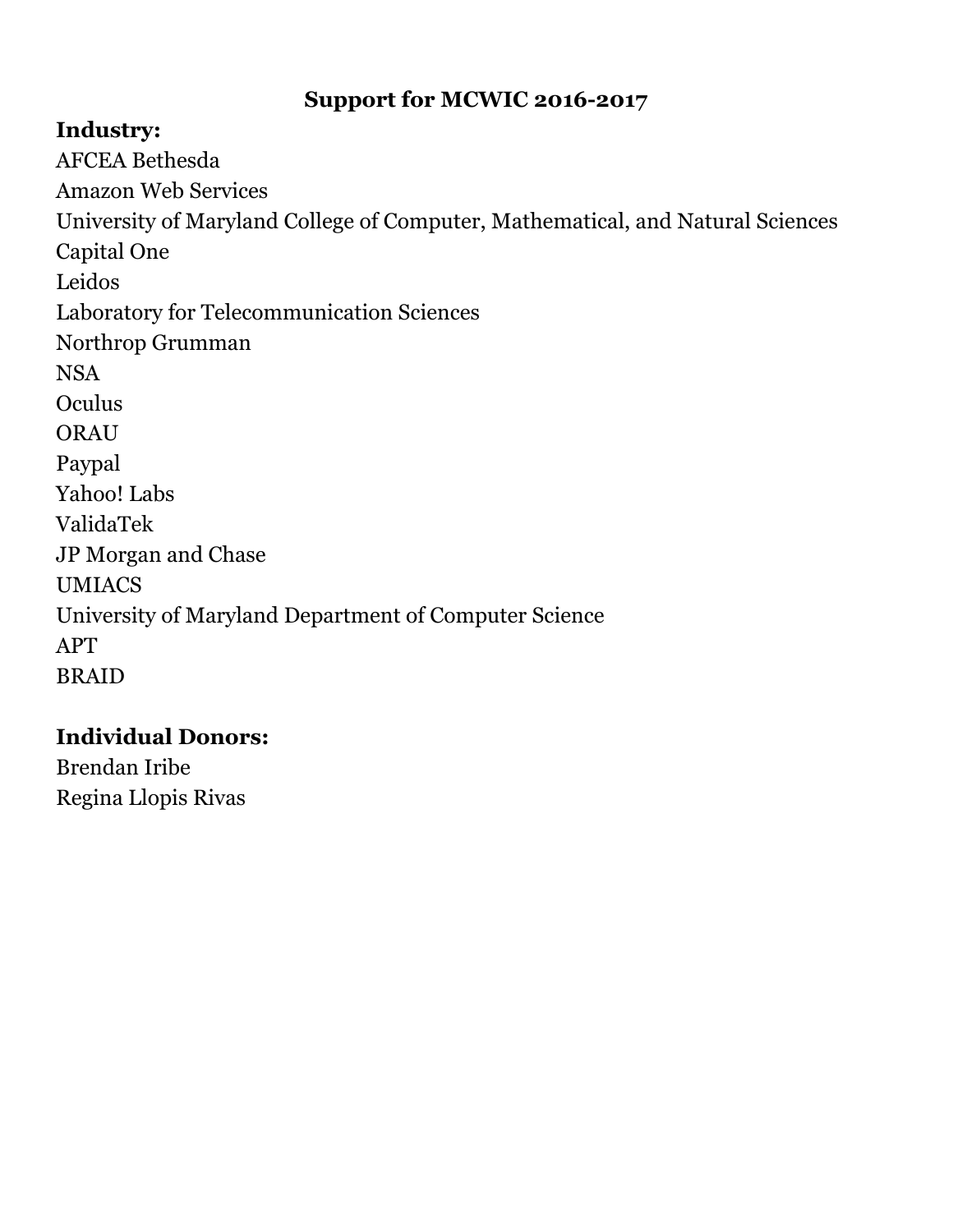# Support for MCWIC 2016-2017

**Industry:**

AFCEA Bethesda
Amazon Web Services
University of Maryland College of Computer, Mathematical, and Natural Sciences
Capital One
Leidos
Laboratory for Telecommunication Sciences
Northrop Grumman
NSA
Oculus
ORAU
Paypal
Yahoo! Labs
ValidaTek
JP Morgan and Chase
UMIACS
University of Maryland Department of Computer Science
APT
BRAID

**Individual Donors:**

Brendan Iribe
Regina Llopis Rivas